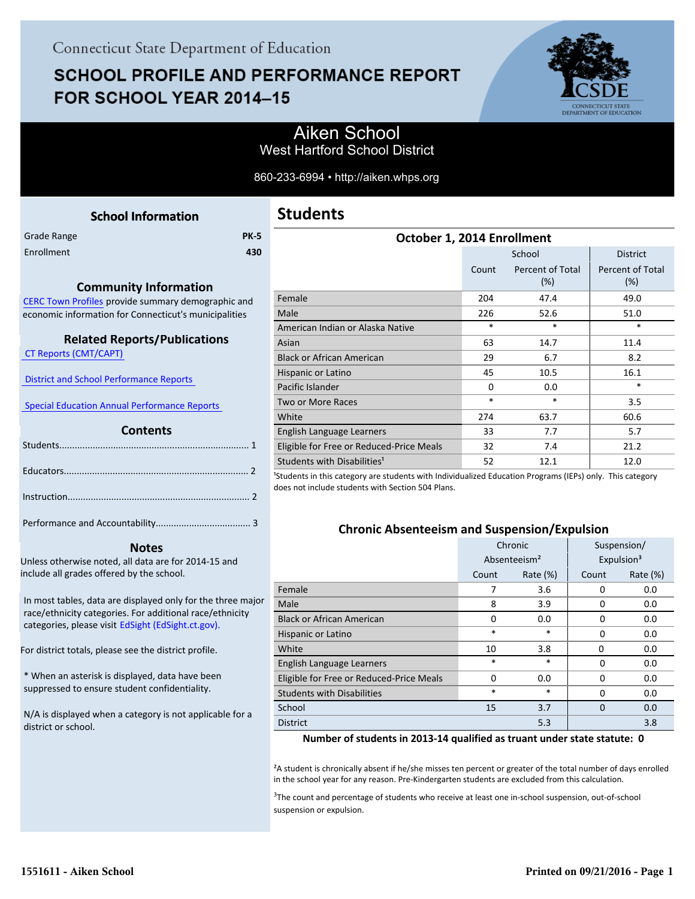Connecticut State Department of Education

# SCHOOL PROFILE AND PERFORMANCE REPORT FOR SCHOOL YEAR 2014–15

## Aiken School
West Hartford School District

860-233-6994 • http://aiken.whps.org

### School Information

| | |
|---|---|
| Grade Range | PK-5 |
| Enrollment | 430 |

### Community Information

CERC Town Profiles provide summary demographic and economic information for Connecticut's municipalities

### Related Reports/Publications

CT Reports (CMT/CAPT)

District and School Performance Reports

Special Education Annual Performance Reports

### Contents

Students........................................................................ 1

Educators...................................................................... 2

Instruction...................................................................... 2

Performance and Accountability.................................... 3

### Notes

Unless otherwise noted, all data are for 2014-15 and include all grades offered by the school.

In most tables, data are displayed only for the three major race/ethnicity categories. For additional race/ethnicity categories, please visit EdSight (EdSight.ct.gov).

For district totals, please see the district profile.

* When an asterisk is displayed, data have been suppressed to ensure student confidentiality.

N/A is displayed when a category is not applicable for a district or school.

## Students

### October 1, 2014 Enrollment

| | School | | District |
|---|---|---|---|
| | Count | Percent of Total (%) | Percent of Total (%) |
| Female | 204 | 47.4 | 49.0 |
| Male | 226 | 52.6 | 51.0 |
| American Indian or Alaska Native | * | * | * |
| Asian | 63 | 14.7 | 11.4 |
| Black or African American | 29 | 6.7 | 8.2 |
| Hispanic or Latino | 45 | 10.5 | 16.1 |
| Pacific Islander | 0 | 0.0 | * |
| Two or More Races | * | * | 3.5 |
| White | 274 | 63.7 | 60.6 |
| English Language Learners | 33 | 7.7 | 5.7 |
| Eligible for Free or Reduced-Price Meals | 32 | 7.4 | 21.2 |
| Students with Disabilities[1] | 52 | 12.1 | 12.0 |

[1]Students in this category are students with Individualized Education Programs (IEPs) only. This category does not include students with Section 504 Plans.

### Chronic Absenteeism and Suspension/Expulsion

| | Chronic Absenteeism[2] | | Suspension/ Expulsion[3] | |
|---|---|---|---|---|
| | Count | Rate (%) | Count | Rate (%) |
| Female | 7 | 3.6 | 0 | 0.0 |
| Male | 8 | 3.9 | 0 | 0.0 |
| Black or African American | 0 | 0.0 | 0 | 0.0 |
| Hispanic or Latino | * | * | 0 | 0.0 |
| White | 10 | 3.8 | 0 | 0.0 |
| English Language Learners | * | * | 0 | 0.0 |
| Eligible for Free or Reduced-Price Meals | 0 | 0.0 | 0 | 0.0 |
| Students with Disabilities | * | * | 0 | 0.0 |
| School | 15 | 3.7 | 0 | 0.0 |
| District | | 5.3 | | 3.8 |

**Number of students in 2013-14 qualified as truant under state statute: 0**

[2]A student is chronically absent if he/she misses ten percent or greater of the total number of days enrolled in the school year for any reason. Pre-Kindergarten students are excluded from this calculation.

[3]The count and percentage of students who receive at least one in-school suspension, out-of-school suspension or expulsion.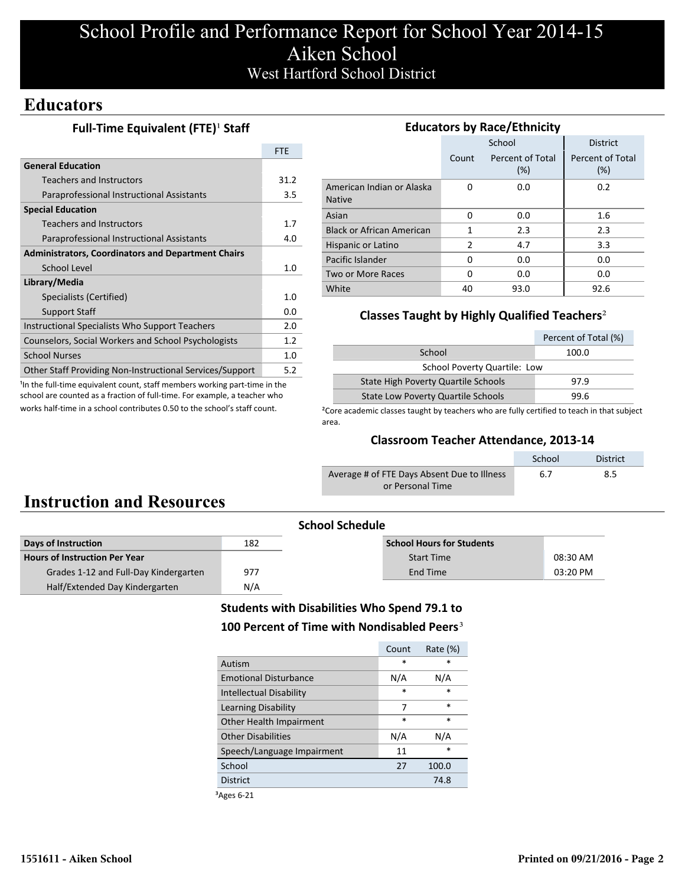# School Profile and Performance Report for School Year 2014-15
## Aiken School
### West Hartford School District

## Educators

### Full-Time Equivalent (FTE)[1] Staff

| | FTE |
|---|---|
| **General Education** | |
| Teachers and Instructors | 31.2 |
| Paraprofessional Instructional Assistants | 3.5 |
| **Special Education** | |
| Teachers and Instructors | 1.7 |
| Paraprofessional Instructional Assistants | 4.0 |
| **Administrators, Coordinators and Department Chairs** | |
| School Level | 1.0 |
| **Library/Media** | |
| Specialists (Certified) | 1.0 |
| Support Staff | 0.0 |
| Instructional Specialists Who Support Teachers | 2.0 |
| Counselors, Social Workers and School Psychologists | 1.2 |
| School Nurses | 1.0 |
| Other Staff Providing Non-Instructional Services/Support | 5.2 |

[1]In the full-time equivalent count, staff members working part-time in the school are counted as a fraction of full-time. For example, a teacher who works half-time in a school contributes 0.50 to the school's staff count.

### Educators by Race/Ethnicity

| | School | | District |
|---|---|---|---|
| | Count | Percent of Total (%) | Percent of Total (%) |
| American Indian or Alaska Native | 0 | 0.0 | 0.2 |
| Asian | 0 | 0.0 | 1.6 |
| Black or African American | 1 | 2.3 | 2.3 |
| Hispanic or Latino | 2 | 4.7 | 3.3 |
| Pacific Islander | 0 | 0.0 | 0.0 |
| Two or More Races | 0 | 0.0 | 0.0 |
| White | 40 | 93.0 | 92.6 |

### Classes Taught by Highly Qualified Teachers[2]

| | Percent of Total (%) |
|---|---|
| School | 100.0 |
| School Poverty Quartile: Low | |
| State High Poverty Quartile Schools | 97.9 |
| State Low Poverty Quartile Schools | 99.6 |

[2]Core academic classes taught by teachers who are fully certified to teach in that subject area.

### Classroom Teacher Attendance, 2013-14

| | School | District |
|---|---|---|
| Average # of FTE Days Absent Due to Illness or Personal Time | 6.7 | 8.5 |

## Instruction and Resources

### School Schedule

| | |
|---|---|
| **Days of Instruction** | 182 |
| **Hours of Instruction Per Year** | |
| Grades 1-12 and Full-Day Kindergarten | 977 |
| Half/Extended Day Kindergarten | N/A |

| **School Hours for Students** | |
|---|---|
| Start Time | 08:30 AM |
| End Time | 03:20 PM |

### Students with Disabilities Who Spend 79.1 to 100 Percent of Time with Nondisabled Peers[3]

| | Count | Rate (%) |
|---|---|---|
| Autism | * | * |
| Emotional Disturbance | N/A | N/A |
| Intellectual Disability | * | * |
| Learning Disability | 7 | * |
| Other Health Impairment | * | * |
| Other Disabilities | N/A | N/A |
| Speech/Language Impairment | 11 | * |
| School | 27 | 100.0 |
| District | | 74.8 |

[3]Ages 6-21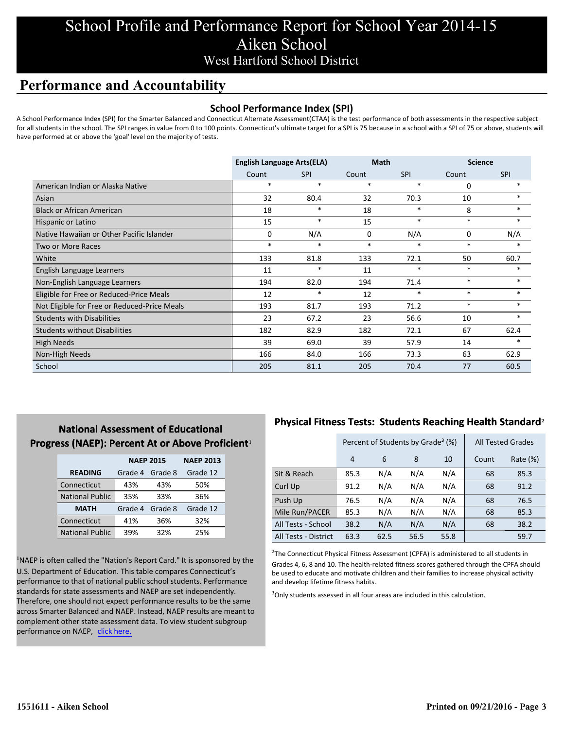# School Profile and Performance Report for School Year 2014-15
## Aiken School
### West Hartford School District

## Performance and Accountability

### School Performance Index (SPI)

A School Performance Index (SPI) for the Smarter Balanced and Connecticut Alternate Assessment(CTAA) is the test performance of both assessments in the respective subject for all students in the school. The SPI ranges in value from 0 to 100 points. Connecticut's ultimate target for a SPI is 75 because in a school with a SPI of 75 or above, students will have performed at or above the 'goal' level on the majority of tests.

| | English Language Arts(ELA) | | Math | | Science | |
|---|---|---|---|---|---|---|
| | Count | SPI | Count | SPI | Count | SPI |
| American Indian or Alaska Native | * | * | * | * | 0 | * |
| Asian | 32 | 80.4 | 32 | 70.3 | 10 | * |
| Black or African American | 18 | * | 18 | * | 8 | * |
| Hispanic or Latino | 15 | * | 15 | * | * | * |
| Native Hawaiian or Other Pacific Islander | 0 | N/A | 0 | N/A | 0 | N/A |
| Two or More Races | * | * | * | * | * | * |
| White | 133 | 81.8 | 133 | 72.1 | 50 | 60.7 |
| English Language Learners | 11 | * | 11 | * | * | * |
| Non-English Language Learners | 194 | 82.0 | 194 | 71.4 | * | * |
| Eligible for Free or Reduced-Price Meals | 12 | * | 12 | * | * | * |
| Not Eligible for Free or Reduced-Price Meals | 193 | 81.7 | 193 | 71.2 | * | * |
| Students with Disabilities | 23 | 67.2 | 23 | 56.6 | 10 | * |
| Students without Disabilities | 182 | 82.9 | 182 | 72.1 | 67 | 62.4 |
| High Needs | 39 | 69.0 | 39 | 57.9 | 14 | * |
| Non-High Needs | 166 | 84.0 | 166 | 73.3 | 63 | 62.9 |
| School | 205 | 81.1 | 205 | 70.4 | 77 | 60.5 |

### National Assessment of Educational Progress (NAEP): Percent At or Above Proficient[1]

| | NAEP 2015 | | NAEP 2013 |
|---|---|---|---|
| **READING** | Grade 4 | Grade 8 | Grade 12 |
| Connecticut | 43% | 43% | 50% |
| National Public | 35% | 33% | 36% |
| **MATH** | Grade 4 | Grade 8 | Grade 12 |
| Connecticut | 41% | 36% | 32% |
| National Public | 39% | 32% | 25% |

[1]NAEP is often called the "Nation's Report Card." It is sponsored by the U.S. Department of Education. This table compares Connecticut's performance to that of national public school students. Performance standards for state assessments and NAEP are set independently. Therefore, one should not expect performance results to be the same across Smarter Balanced and NAEP. Instead, NAEP results are meant to complement other state assessment data. To view student subgroup performance on NAEP, click here.

### Physical Fitness Tests: Students Reaching Health Standard[2]

| | Percent of Students by Grade[3] (%) | | | | All Tested Grades | |
|---|---|---|---|---|---|---|
| | 4 | 6 | 8 | 10 | Count | Rate (%) |
| Sit & Reach | 85.3 | N/A | N/A | N/A | 68 | 85.3 |
| Curl Up | 91.2 | N/A | N/A | N/A | 68 | 91.2 |
| Push Up | 76.5 | N/A | N/A | N/A | 68 | 76.5 |
| Mile Run/PACER | 85.3 | N/A | N/A | N/A | 68 | 85.3 |
| All Tests - School | 38.2 | N/A | N/A | N/A | 68 | 38.2 |
| All Tests - District | 63.3 | 62.5 | 56.5 | 55.8 | | 59.7 |

[2]The Connecticut Physical Fitness Assessment (CPFA) is administered to all students in Grades 4, 6, 8 and 10. The health-related fitness scores gathered through the CPFA should be used to educate and motivate children and their families to increase physical activity and develop lifetime fitness habits.

[3]Only students assessed in all four areas are included in this calculation.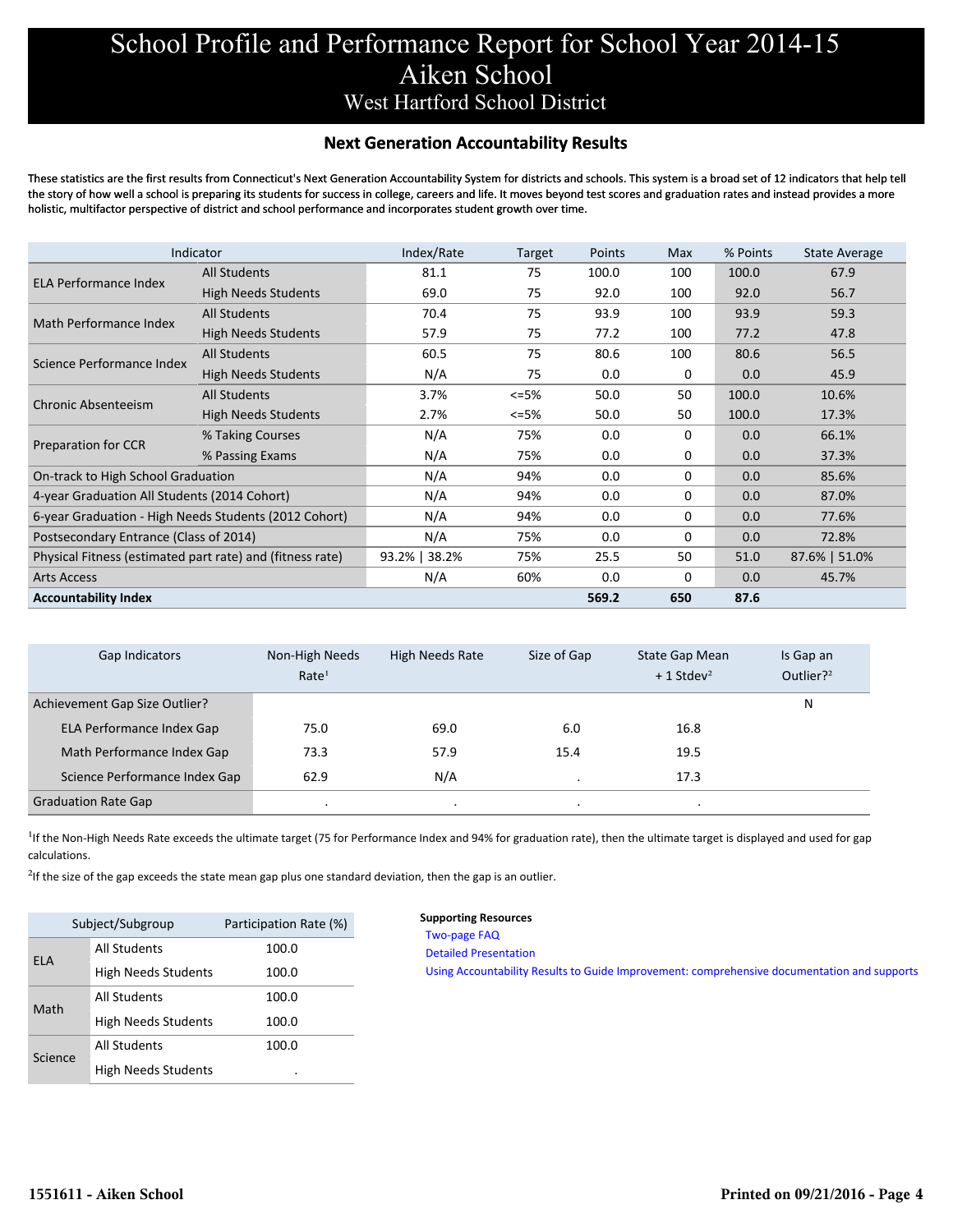# School Profile and Performance Report for School Year 2014-15
# Aiken School
## West Hartford School District

### Next Generation Accountability Results

These statistics are the first results from Connecticut's Next Generation Accountability System for districts and schools. This system is a broad set of 12 indicators that help tell the story of how well a school is preparing its students for success in college, careers and life. It moves beyond test scores and graduation rates and instead provides a more holistic, multifactor perspective of district and school performance and incorporates student growth over time.

| Indicator | | Index/Rate | Target | Points | Max | % Points | State Average |
|---|---|---|---|---|---|---|---|
| ELA Performance Index | All Students | 81.1 | 75 | 100.0 | 100 | 100.0 | 67.9 |
| | High Needs Students | 69.0 | 75 | 92.0 | 100 | 92.0 | 56.7 |
| Math Performance Index | All Students | 70.4 | 75 | 93.9 | 100 | 93.9 | 59.3 |
| | High Needs Students | 57.9 | 75 | 77.2 | 100 | 77.2 | 47.8 |
| Science Performance Index | All Students | 60.5 | 75 | 80.6 | 100 | 80.6 | 56.5 |
| | High Needs Students | N/A | 75 | 0.0 | 0 | 0.0 | 45.9 |
| Chronic Absenteeism | All Students | 3.7% | <=5% | 50.0 | 50 | 100.0 | 10.6% |
| | High Needs Students | 2.7% | <=5% | 50.0 | 50 | 100.0 | 17.3% |
| Preparation for CCR | % Taking Courses | N/A | 75% | 0.0 | 0 | 0.0 | 66.1% |
| | % Passing Exams | N/A | 75% | 0.0 | 0 | 0.0 | 37.3% |
| On-track to High School Graduation | | N/A | 94% | 0.0 | 0 | 0.0 | 85.6% |
| 4-year Graduation All Students (2014 Cohort) | | N/A | 94% | 0.0 | 0 | 0.0 | 87.0% |
| 6-year Graduation - High Needs Students (2012 Cohort) | | N/A | 94% | 0.0 | 0 | 0.0 | 77.6% |
| Postsecondary Entrance (Class of 2014) | | N/A | 75% | 0.0 | 0 | 0.0 | 72.8% |
| Physical Fitness (estimated part rate) and (fitness rate) | | 93.2% \| 38.2% | 75% | 25.5 | 50 | 51.0 | 87.6% \| 51.0% |
| Arts Access | | N/A | 60% | 0.0 | 0 | 0.0 | 45.7% |
| **Accountability Index** | | | | **569.2** | **650** | **87.6** | |

| Gap Indicators | Non-High Needs Rate[1] | High Needs Rate | Size of Gap | State Gap Mean + 1 Stdev[2] | Is Gap an Outlier?[2] |
|---|---|---|---|---|---|
| Achievement Gap Size Outlier? | | | | | N |
| ELA Performance Index Gap | 75.0 | 69.0 | 6.0 | 16.8 | |
| Math Performance Index Gap | 73.3 | 57.9 | 15.4 | 19.5 | |
| Science Performance Index Gap | 62.9 | N/A | . | 17.3 | |
| Graduation Rate Gap | . | . | . | . | |

[1]If the Non-High Needs Rate exceeds the ultimate target (75 for Performance Index and 94% for graduation rate), then the ultimate target is displayed and used for gap calculations.

[2]If the size of the gap exceeds the state mean gap plus one standard deviation, then the gap is an outlier.

| Subject/Subgroup | | Participation Rate (%) |
|---|---|---|
| ELA | All Students | 100.0 |
| | High Needs Students | 100.0 |
| Math | All Students | 100.0 |
| | High Needs Students | 100.0 |
| Science | All Students | 100.0 |
| | High Needs Students | . |

**Supporting Resources**

- Two-page FAQ
- Detailed Presentation
- Using Accountability Results to Guide Improvement: comprehensive documentation and supports

1551611 - Aiken School